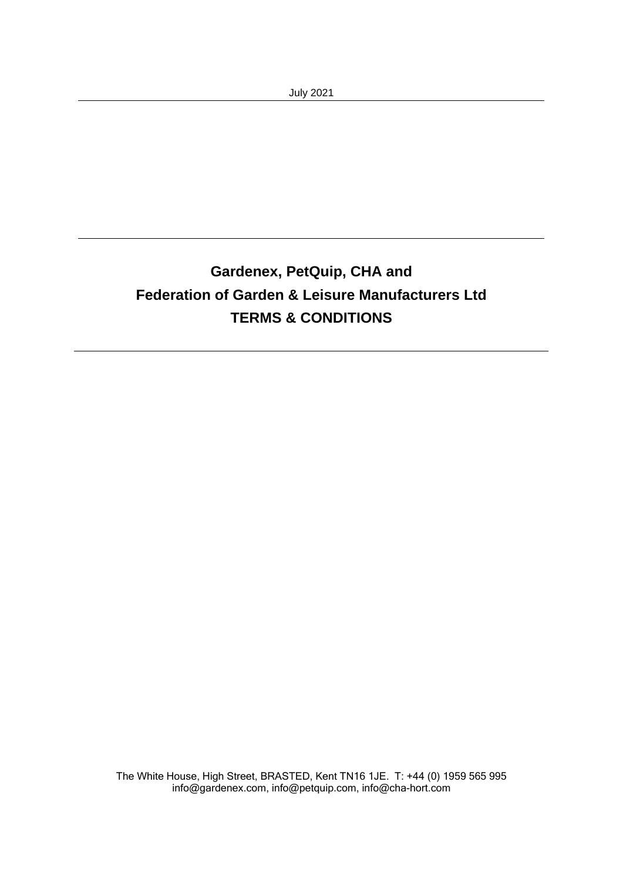July 2021

# Gardenex, PetQuip, CHA and Federation of Garden & Leisure Manufacturers Ltd TERMS & CONDITIONS

The White House, High Street, BRASTED, Kent TN16 1JE. T: +44 (0) 1959 565 995
info@gardenex.com, info@petquip.com, info@cha-hort.com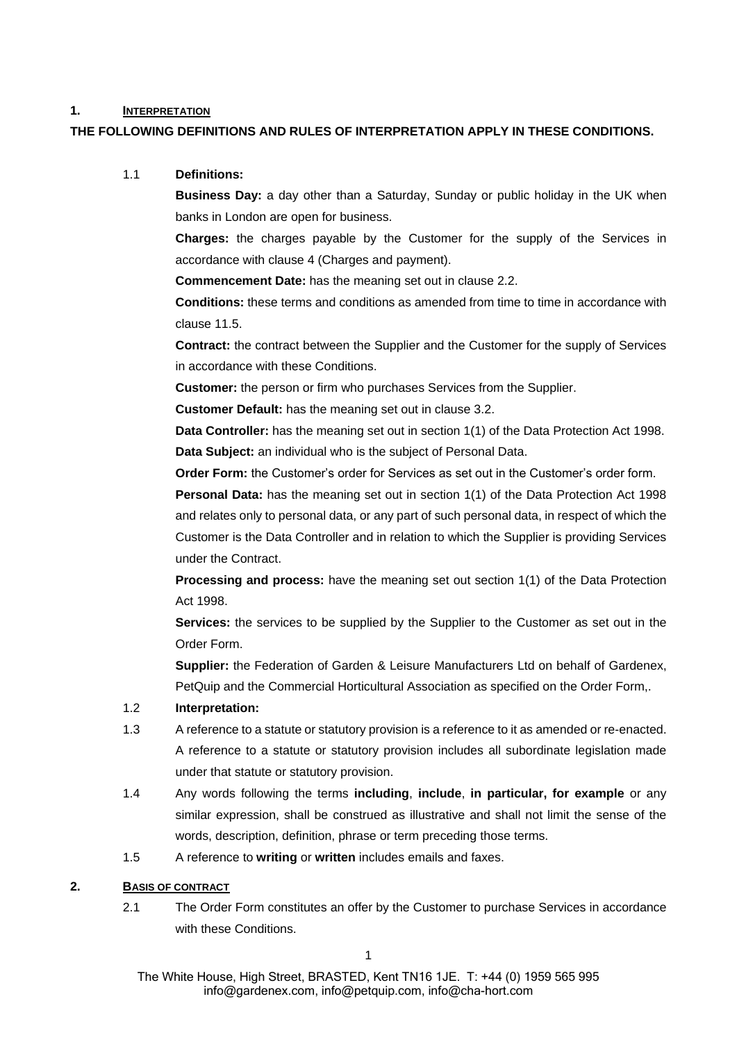## 1. INTERPRETATION

**THE FOLLOWING DEFINITIONS AND RULES OF INTERPRETATION APPLY IN THESE CONDITIONS.**

1.1 **Definitions:**

**Business Day:** a day other than a Saturday, Sunday or public holiday in the UK when banks in London are open for business.

**Charges:** the charges payable by the Customer for the supply of the Services in accordance with clause 4 (Charges and payment).

**Commencement Date:** has the meaning set out in clause 2.2.

**Conditions:** these terms and conditions as amended from time to time in accordance with clause 11.5.

**Contract:** the contract between the Supplier and the Customer for the supply of Services in accordance with these Conditions.

**Customer:** the person or firm who purchases Services from the Supplier.

**Customer Default:** has the meaning set out in clause 3.2.

**Data Controller:** has the meaning set out in section 1(1) of the Data Protection Act 1998.

**Data Subject:** an individual who is the subject of Personal Data.

**Order Form:** the Customer's order for Services as set out in the Customer's order form.

**Personal Data:** has the meaning set out in section 1(1) of the Data Protection Act 1998 and relates only to personal data, or any part of such personal data, in respect of which the Customer is the Data Controller and in relation to which the Supplier is providing Services under the Contract.

**Processing and process:** have the meaning set out section 1(1) of the Data Protection Act 1998.

**Services:** the services to be supplied by the Supplier to the Customer as set out in the Order Form.

**Supplier:** the Federation of Garden & Leisure Manufacturers Ltd on behalf of Gardenex, PetQuip and the Commercial Horticultural Association as specified on the Order Form,.

1.2 **Interpretation:**

1.3 A reference to a statute or statutory provision is a reference to it as amended or re-enacted. A reference to a statute or statutory provision includes all subordinate legislation made under that statute or statutory provision.

1.4 Any words following the terms **including**, **include**, **in particular, for example** or any similar expression, shall be construed as illustrative and shall not limit the sense of the words, description, definition, phrase or term preceding those terms.

1.5 A reference to **writing** or **written** includes emails and faxes.

## 2. BASIS OF CONTRACT

2.1 The Order Form constitutes an offer by the Customer to purchase Services in accordance with these Conditions.

The White House, High Street, BRASTED, Kent TN16 1JE. T: +44 (0) 1959 565 995
info@gardenex.com, info@petquip.com, info@cha-hort.com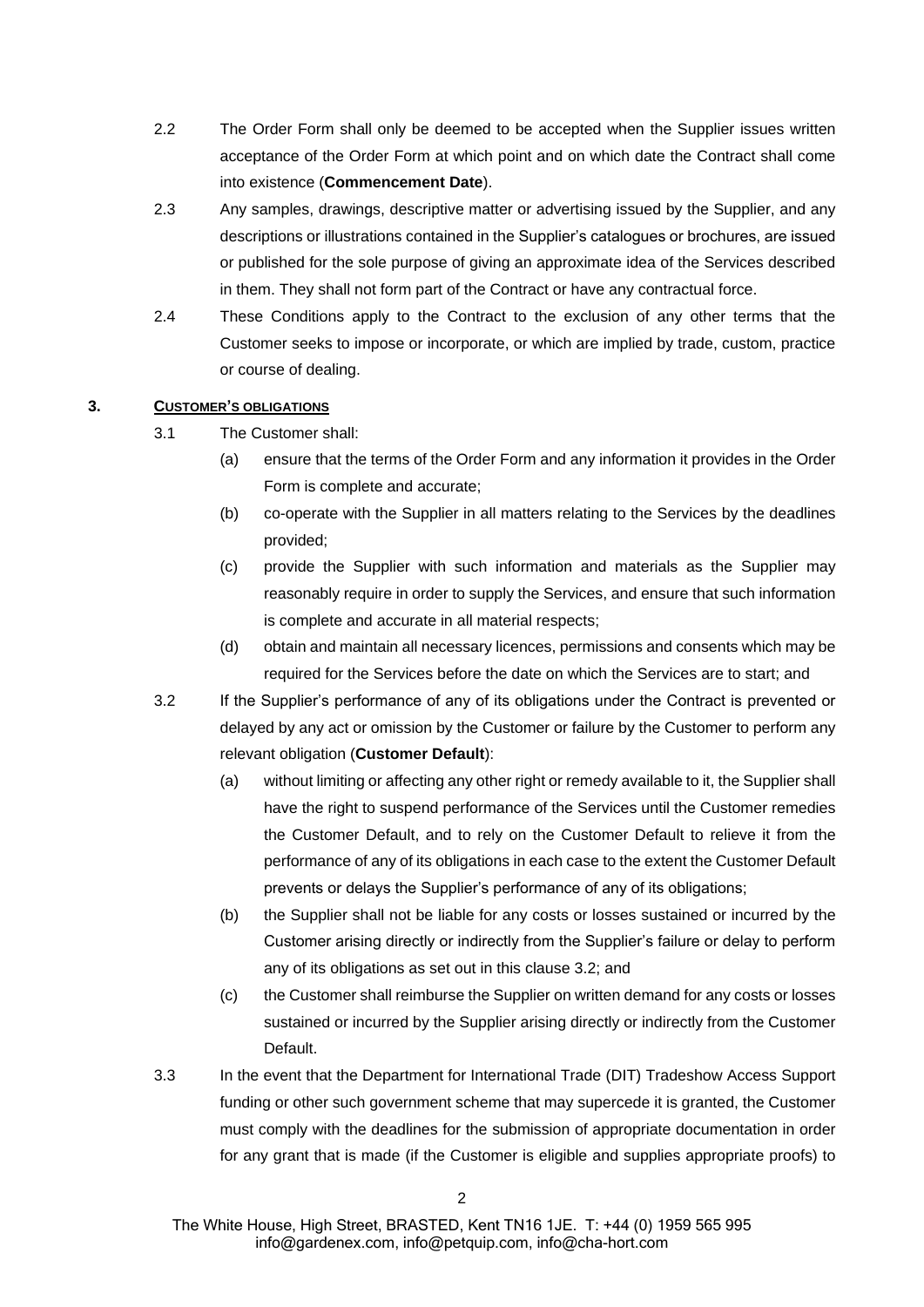2.2 The Order Form shall only be deemed to be accepted when the Supplier issues written acceptance of the Order Form at which point and on which date the Contract shall come into existence (**Commencement Date**).

2.3 Any samples, drawings, descriptive matter or advertising issued by the Supplier, and any descriptions or illustrations contained in the Supplier's catalogues or brochures, are issued or published for the sole purpose of giving an approximate idea of the Services described in them. They shall not form part of the Contract or have any contractual force.

2.4 These Conditions apply to the Contract to the exclusion of any other terms that the Customer seeks to impose or incorporate, or which are implied by trade, custom, practice or course of dealing.

## 3. CUSTOMER'S OBLIGATIONS

3.1 The Customer shall:

(a) ensure that the terms of the Order Form and any information it provides in the Order Form is complete and accurate;

(b) co-operate with the Supplier in all matters relating to the Services by the deadlines provided;

(c) provide the Supplier with such information and materials as the Supplier may reasonably require in order to supply the Services, and ensure that such information is complete and accurate in all material respects;

(d) obtain and maintain all necessary licences, permissions and consents which may be required for the Services before the date on which the Services are to start; and

3.2 If the Supplier's performance of any of its obligations under the Contract is prevented or delayed by any act or omission by the Customer or failure by the Customer to perform any relevant obligation (**Customer Default**):

(a) without limiting or affecting any other right or remedy available to it, the Supplier shall have the right to suspend performance of the Services until the Customer remedies the Customer Default, and to rely on the Customer Default to relieve it from the performance of any of its obligations in each case to the extent the Customer Default prevents or delays the Supplier's performance of any of its obligations;

(b) the Supplier shall not be liable for any costs or losses sustained or incurred by the Customer arising directly or indirectly from the Supplier's failure or delay to perform any of its obligations as set out in this clause 3.2; and

(c) the Customer shall reimburse the Supplier on written demand for any costs or losses sustained or incurred by the Supplier arising directly or indirectly from the Customer Default.

3.3 In the event that the Department for International Trade (DIT) Tradeshow Access Support funding or other such government scheme that may supercede it is granted, the Customer must comply with the deadlines for the submission of appropriate documentation in order for any grant that is made (if the Customer is eligible and supplies appropriate proofs) to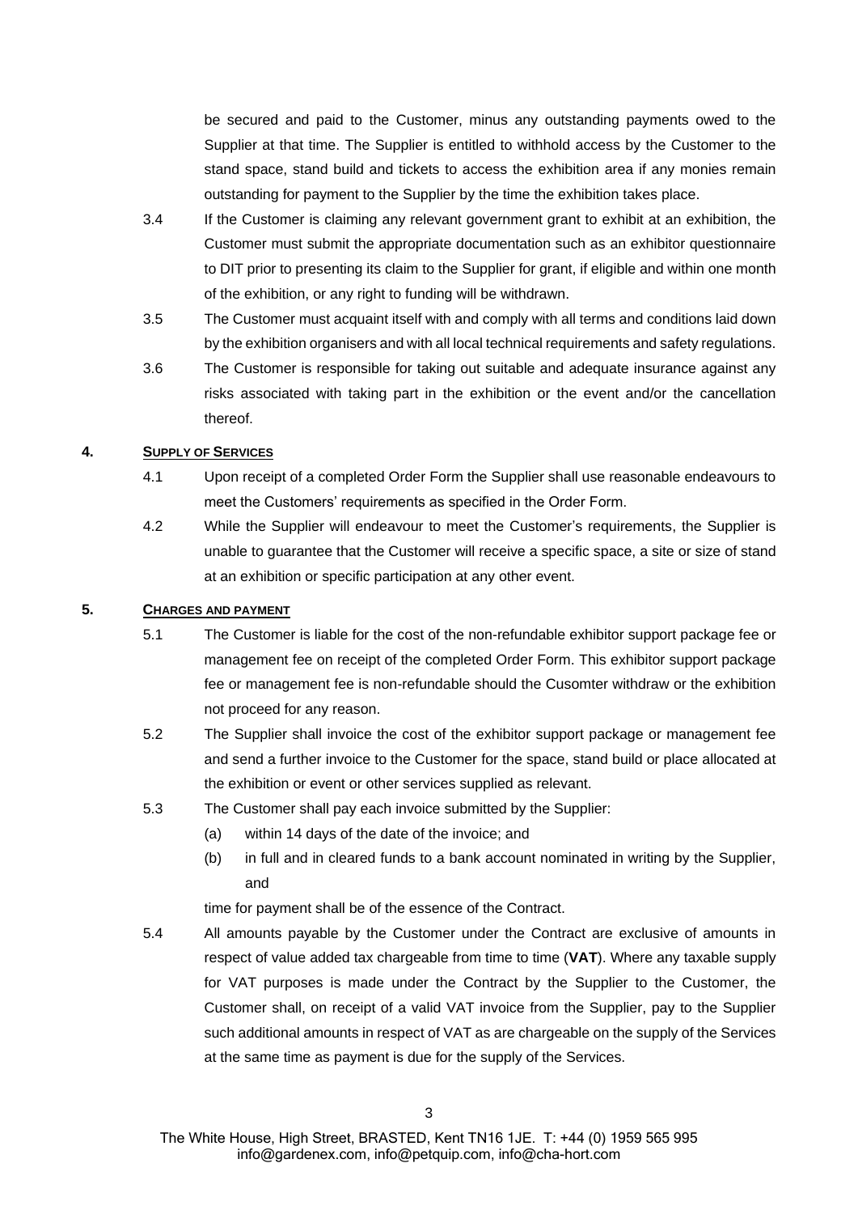be secured and paid to the Customer, minus any outstanding payments owed to the Supplier at that time. The Supplier is entitled to withhold access by the Customer to the stand space, stand build and tickets to access the exhibition area if any monies remain outstanding for payment to the Supplier by the time the exhibition takes place.

3.4 If the Customer is claiming any relevant government grant to exhibit at an exhibition, the Customer must submit the appropriate documentation such as an exhibitor questionnaire to DIT prior to presenting its claim to the Supplier for grant, if eligible and within one month of the exhibition, or any right to funding will be withdrawn.

3.5 The Customer must acquaint itself with and comply with all terms and conditions laid down by the exhibition organisers and with all local technical requirements and safety regulations.

3.6 The Customer is responsible for taking out suitable and adequate insurance against any risks associated with taking part in the exhibition or the event and/or the cancellation thereof.

## 4. SUPPLY OF SERVICES

4.1 Upon receipt of a completed Order Form the Supplier shall use reasonable endeavours to meet the Customers' requirements as specified in the Order Form.

4.2 While the Supplier will endeavour to meet the Customer's requirements, the Supplier is unable to guarantee that the Customer will receive a specific space, a site or size of stand at an exhibition or specific participation at any other event.

## 5. CHARGES AND PAYMENT

5.1 The Customer is liable for the cost of the non-refundable exhibitor support package fee or management fee on receipt of the completed Order Form. This exhibitor support package fee or management fee is non-refundable should the Cusomter withdraw or the exhibition not proceed for any reason.

5.2 The Supplier shall invoice the cost of the exhibitor support package or management fee and send a further invoice to the Customer for the space, stand build or place allocated at the exhibition or event or other services supplied as relevant.

5.3 The Customer shall pay each invoice submitted by the Supplier:

(a) within 14 days of the date of the invoice; and

(b) in full and in cleared funds to a bank account nominated in writing by the Supplier, and

time for payment shall be of the essence of the Contract.

5.4 All amounts payable by the Customer under the Contract are exclusive of amounts in respect of value added tax chargeable from time to time (**VAT**). Where any taxable supply for VAT purposes is made under the Contract by the Supplier to the Customer, the Customer shall, on receipt of a valid VAT invoice from the Supplier, pay to the Supplier such additional amounts in respect of VAT as are chargeable on the supply of the Services at the same time as payment is due for the supply of the Services.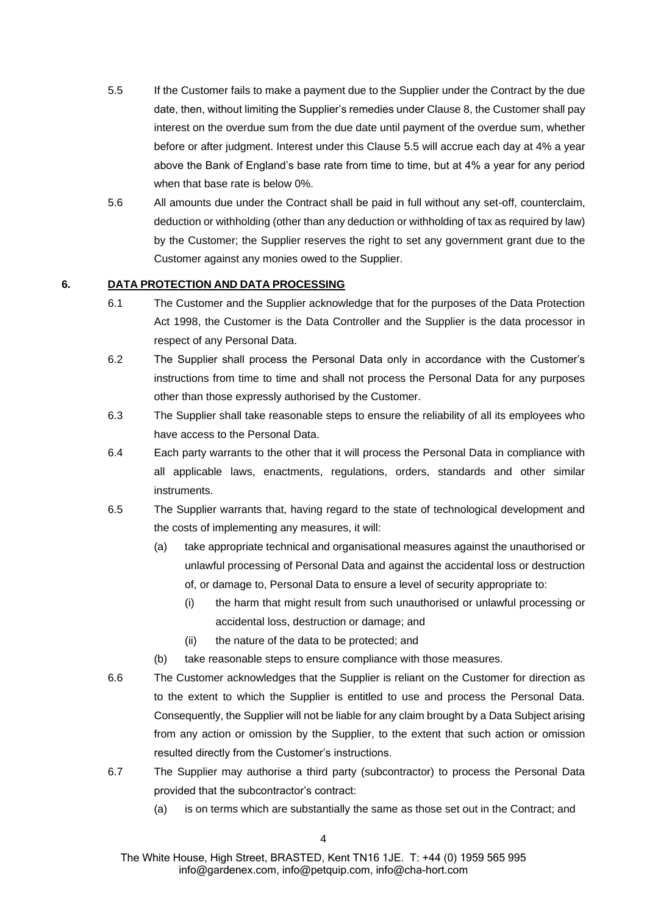5.5 If the Customer fails to make a payment due to the Supplier under the Contract by the due date, then, without limiting the Supplier's remedies under Clause 8, the Customer shall pay interest on the overdue sum from the due date until payment of the overdue sum, whether before or after judgment. Interest under this Clause 5.5 will accrue each day at 4% a year above the Bank of England's base rate from time to time, but at 4% a year for any period when that base rate is below 0%.

5.6 All amounts due under the Contract shall be paid in full without any set-off, counterclaim, deduction or withholding (other than any deduction or withholding of tax as required by law) by the Customer; the Supplier reserves the right to set any government grant due to the Customer against any monies owed to the Supplier.

## 6. DATA PROTECTION AND DATA PROCESSING

6.1 The Customer and the Supplier acknowledge that for the purposes of the Data Protection Act 1998, the Customer is the Data Controller and the Supplier is the data processor in respect of any Personal Data.

6.2 The Supplier shall process the Personal Data only in accordance with the Customer's instructions from time to time and shall not process the Personal Data for any purposes other than those expressly authorised by the Customer.

6.3 The Supplier shall take reasonable steps to ensure the reliability of all its employees who have access to the Personal Data.

6.4 Each party warrants to the other that it will process the Personal Data in compliance with all applicable laws, enactments, regulations, orders, standards and other similar instruments.

6.5 The Supplier warrants that, having regard to the state of technological development and the costs of implementing any measures, it will:

- (a) take appropriate technical and organisational measures against the unauthorised or unlawful processing of Personal Data and against the accidental loss or destruction of, or damage to, Personal Data to ensure a level of security appropriate to:
  - (i) the harm that might result from such unauthorised or unlawful processing or accidental loss, destruction or damage; and
  - (ii) the nature of the data to be protected; and
- (b) take reasonable steps to ensure compliance with those measures.

6.6 The Customer acknowledges that the Supplier is reliant on the Customer for direction as to the extent to which the Supplier is entitled to use and process the Personal Data. Consequently, the Supplier will not be liable for any claim brought by a Data Subject arising from any action or omission by the Supplier, to the extent that such action or omission resulted directly from the Customer's instructions.

6.7 The Supplier may authorise a third party (subcontractor) to process the Personal Data provided that the subcontractor's contract:

- (a) is on terms which are substantially the same as those set out in the Contract; and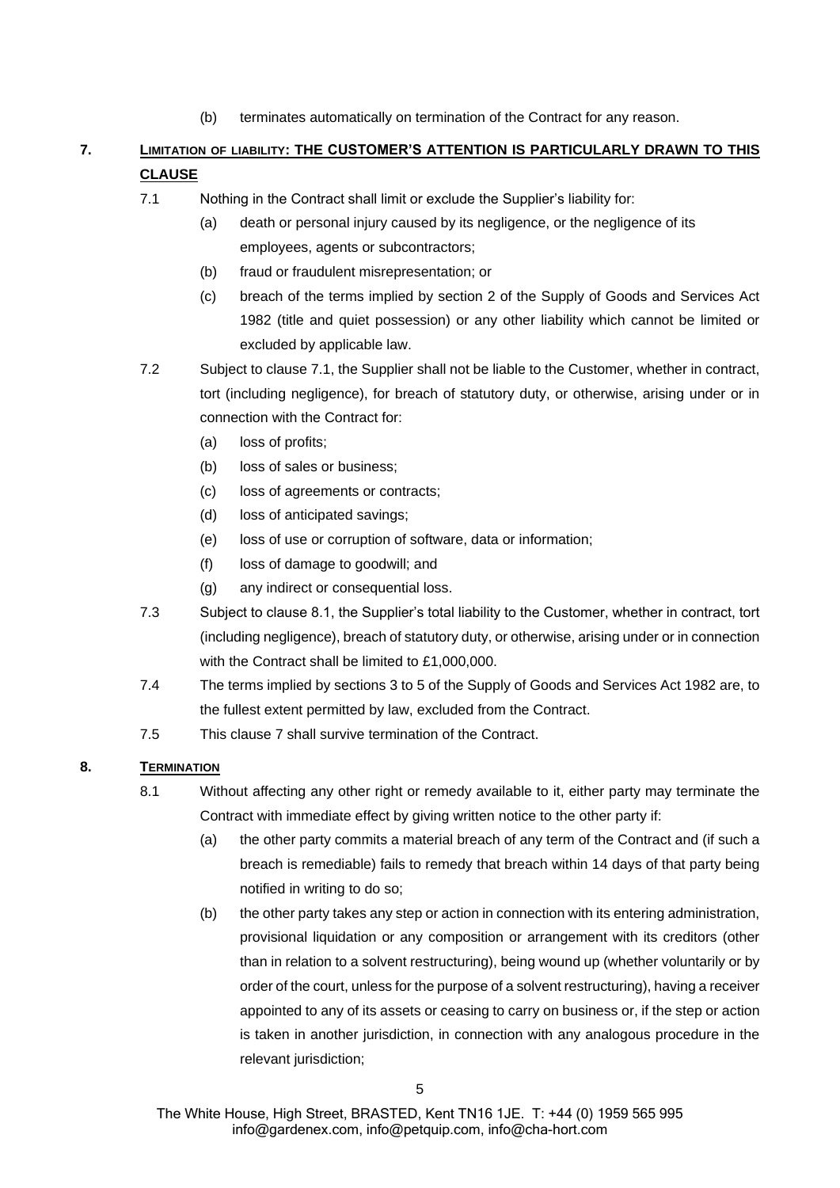(b) terminates automatically on termination of the Contract for any reason.

## 7. LIMITATION OF LIABILITY: THE CUSTOMER'S ATTENTION IS PARTICULARLY DRAWN TO THIS CLAUSE

7.1 Nothing in the Contract shall limit or exclude the Supplier's liability for:

(a) death or personal injury caused by its negligence, or the negligence of its employees, agents or subcontractors;

(b) fraud or fraudulent misrepresentation; or

(c) breach of the terms implied by section 2 of the Supply of Goods and Services Act 1982 (title and quiet possession) or any other liability which cannot be limited or excluded by applicable law.

7.2 Subject to clause 7.1, the Supplier shall not be liable to the Customer, whether in contract, tort (including negligence), for breach of statutory duty, or otherwise, arising under or in connection with the Contract for:

(a) loss of profits;

(b) loss of sales or business;

(c) loss of agreements or contracts;

(d) loss of anticipated savings;

(e) loss of use or corruption of software, data or information;

(f) loss of damage to goodwill; and

(g) any indirect or consequential loss.

7.3 Subject to clause 8.1, the Supplier's total liability to the Customer, whether in contract, tort (including negligence), breach of statutory duty, or otherwise, arising under or in connection with the Contract shall be limited to £1,000,000.

7.4 The terms implied by sections 3 to 5 of the Supply of Goods and Services Act 1982 are, to the fullest extent permitted by law, excluded from the Contract.

7.5 This clause 7 shall survive termination of the Contract.

## 8. TERMINATION

8.1 Without affecting any other right or remedy available to it, either party may terminate the Contract with immediate effect by giving written notice to the other party if:

(a) the other party commits a material breach of any term of the Contract and (if such a breach is remediable) fails to remedy that breach within 14 days of that party being notified in writing to do so;

(b) the other party takes any step or action in connection with its entering administration, provisional liquidation or any composition or arrangement with its creditors (other than in relation to a solvent restructuring), being wound up (whether voluntarily or by order of the court, unless for the purpose of a solvent restructuring), having a receiver appointed to any of its assets or ceasing to carry on business or, if the step or action is taken in another jurisdiction, in connection with any analogous procedure in the relevant jurisdiction;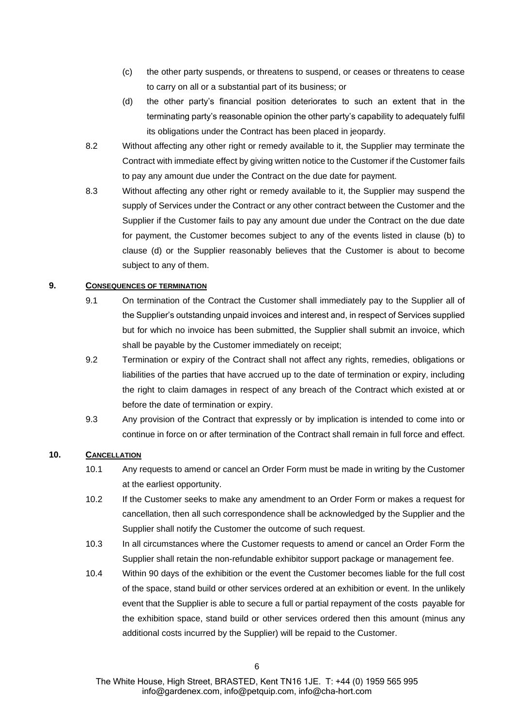(c) the other party suspends, or threatens to suspend, or ceases or threatens to cease to carry on all or a substantial part of its business; or

(d) the other party's financial position deteriorates to such an extent that in the terminating party's reasonable opinion the other party's capability to adequately fulfil its obligations under the Contract has been placed in jeopardy.

8.2 Without affecting any other right or remedy available to it, the Supplier may terminate the Contract with immediate effect by giving written notice to the Customer if the Customer fails to pay any amount due under the Contract on the due date for payment.

8.3 Without affecting any other right or remedy available to it, the Supplier may suspend the supply of Services under the Contract or any other contract between the Customer and the Supplier if the Customer fails to pay any amount due under the Contract on the due date for payment, the Customer becomes subject to any of the events listed in clause (b) to clause (d) or the Supplier reasonably believes that the Customer is about to become subject to any of them.

## 9. CONSEQUENCES OF TERMINATION

9.1 On termination of the Contract the Customer shall immediately pay to the Supplier all of the Supplier's outstanding unpaid invoices and interest and, in respect of Services supplied but for which no invoice has been submitted, the Supplier shall submit an invoice, which shall be payable by the Customer immediately on receipt;

9.2 Termination or expiry of the Contract shall not affect any rights, remedies, obligations or liabilities of the parties that have accrued up to the date of termination or expiry, including the right to claim damages in respect of any breach of the Contract which existed at or before the date of termination or expiry.

9.3 Any provision of the Contract that expressly or by implication is intended to come into or continue in force on or after termination of the Contract shall remain in full force and effect.

## 10. CANCELLATION

10.1 Any requests to amend or cancel an Order Form must be made in writing by the Customer at the earliest opportunity.

10.2 If the Customer seeks to make any amendment to an Order Form or makes a request for cancellation, then all such correspondence shall be acknowledged by the Supplier and the Supplier shall notify the Customer the outcome of such request.

10.3 In all circumstances where the Customer requests to amend or cancel an Order Form the Supplier shall retain the non-refundable exhibitor support package or management fee.

10.4 Within 90 days of the exhibition or the event the Customer becomes liable for the full cost of the space, stand build or other services ordered at an exhibition or event. In the unlikely event that the Supplier is able to secure a full or partial repayment of the costs payable for the exhibition space, stand build or other services ordered then this amount (minus any additional costs incurred by the Supplier) will be repaid to the Customer.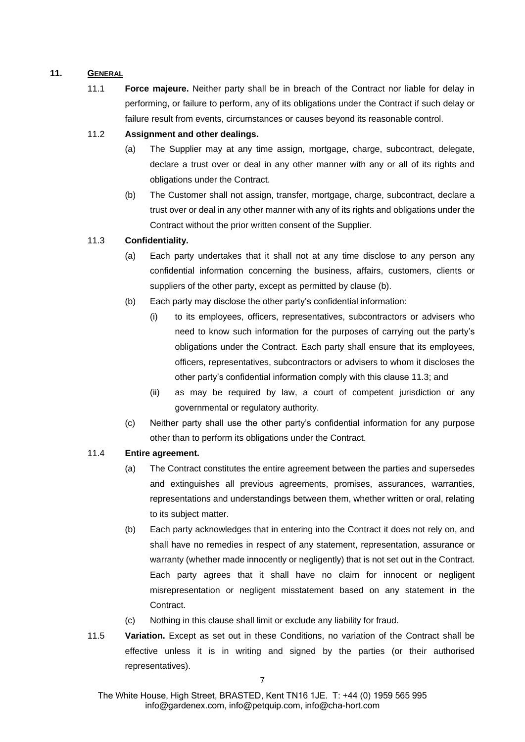## 11. GENERAL

11.1 **Force majeure.** Neither party shall be in breach of the Contract nor liable for delay in performing, or failure to perform, any of its obligations under the Contract if such delay or failure result from events, circumstances or causes beyond its reasonable control.

11.2 **Assignment and other dealings.**

(a) The Supplier may at any time assign, mortgage, charge, subcontract, delegate, declare a trust over or deal in any other manner with any or all of its rights and obligations under the Contract.

(b) The Customer shall not assign, transfer, mortgage, charge, subcontract, declare a trust over or deal in any other manner with any of its rights and obligations under the Contract without the prior written consent of the Supplier.

11.3 **Confidentiality.**

(a) Each party undertakes that it shall not at any time disclose to any person any confidential information concerning the business, affairs, customers, clients or suppliers of the other party, except as permitted by clause (b).

(b) Each party may disclose the other party's confidential information:

(i) to its employees, officers, representatives, subcontractors or advisers who need to know such information for the purposes of carrying out the party's obligations under the Contract. Each party shall ensure that its employees, officers, representatives, subcontractors or advisers to whom it discloses the other party's confidential information comply with this clause 11.3; and

(ii) as may be required by law, a court of competent jurisdiction or any governmental or regulatory authority.

(c) Neither party shall use the other party's confidential information for any purpose other than to perform its obligations under the Contract.

11.4 **Entire agreement.**

(a) The Contract constitutes the entire agreement between the parties and supersedes and extinguishes all previous agreements, promises, assurances, warranties, representations and understandings between them, whether written or oral, relating to its subject matter.

(b) Each party acknowledges that in entering into the Contract it does not rely on, and shall have no remedies in respect of any statement, representation, assurance or warranty (whether made innocently or negligently) that is not set out in the Contract. Each party agrees that it shall have no claim for innocent or negligent misrepresentation or negligent misstatement based on any statement in the Contract.

(c) Nothing in this clause shall limit or exclude any liability for fraud.

11.5 **Variation.** Except as set out in these Conditions, no variation of the Contract shall be effective unless it is in writing and signed by the parties (or their authorised representatives).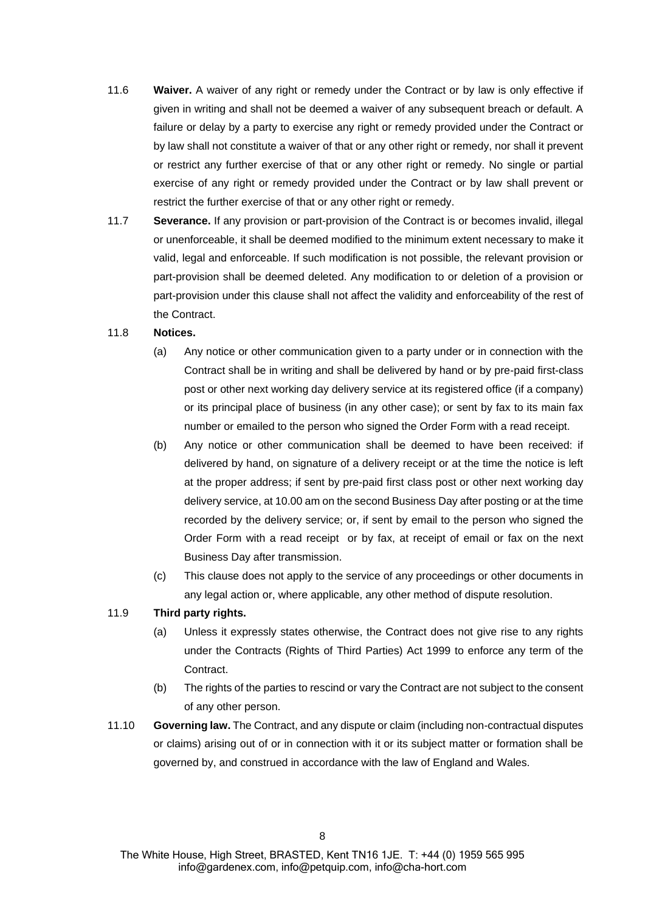11.6 **Waiver.** A waiver of any right or remedy under the Contract or by law is only effective if given in writing and shall not be deemed a waiver of any subsequent breach or default. A failure or delay by a party to exercise any right or remedy provided under the Contract or by law shall not constitute a waiver of that or any other right or remedy, nor shall it prevent or restrict any further exercise of that or any other right or remedy. No single or partial exercise of any right or remedy provided under the Contract or by law shall prevent or restrict the further exercise of that or any other right or remedy.

11.7 **Severance.** If any provision or part-provision of the Contract is or becomes invalid, illegal or unenforceable, it shall be deemed modified to the minimum extent necessary to make it valid, legal and enforceable. If such modification is not possible, the relevant provision or part-provision shall be deemed deleted. Any modification to or deletion of a provision or part-provision under this clause shall not affect the validity and enforceability of the rest of the Contract.

11.8 **Notices.**

(a) Any notice or other communication given to a party under or in connection with the Contract shall be in writing and shall be delivered by hand or by pre-paid first-class post or other next working day delivery service at its registered office (if a company) or its principal place of business (in any other case); or sent by fax to its main fax number or emailed to the person who signed the Order Form with a read receipt.

(b) Any notice or other communication shall be deemed to have been received: if delivered by hand, on signature of a delivery receipt or at the time the notice is left at the proper address; if sent by pre-paid first class post or other next working day delivery service, at 10.00 am on the second Business Day after posting or at the time recorded by the delivery service; or, if sent by email to the person who signed the Order Form with a read receipt or by fax, at receipt of email or fax on the next Business Day after transmission.

(c) This clause does not apply to the service of any proceedings or other documents in any legal action or, where applicable, any other method of dispute resolution.

11.9 **Third party rights.**

(a) Unless it expressly states otherwise, the Contract does not give rise to any rights under the Contracts (Rights of Third Parties) Act 1999 to enforce any term of the Contract.

(b) The rights of the parties to rescind or vary the Contract are not subject to the consent of any other person.

11.10 **Governing law.** The Contract, and any dispute or claim (including non-contractual disputes or claims) arising out of or in connection with it or its subject matter or formation shall be governed by, and construed in accordance with the law of England and Wales.

The White House, High Street, BRASTED, Kent TN16 1JE. T: +44 (0) 1959 565 995
info@gardenex.com, info@petquip.com, info@cha-hort.com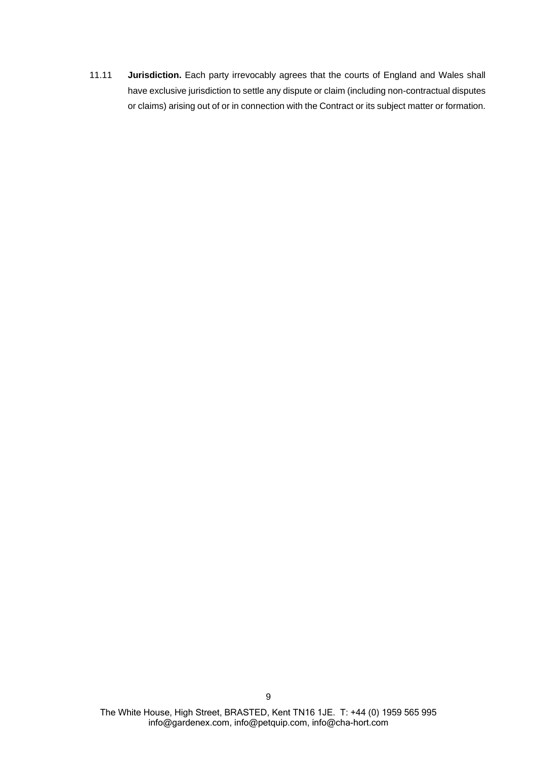11.11 **Jurisdiction.** Each party irrevocably agrees that the courts of England and Wales shall have exclusive jurisdiction to settle any dispute or claim (including non-contractual disputes or claims) arising out of or in connection with the Contract or its subject matter or formation.